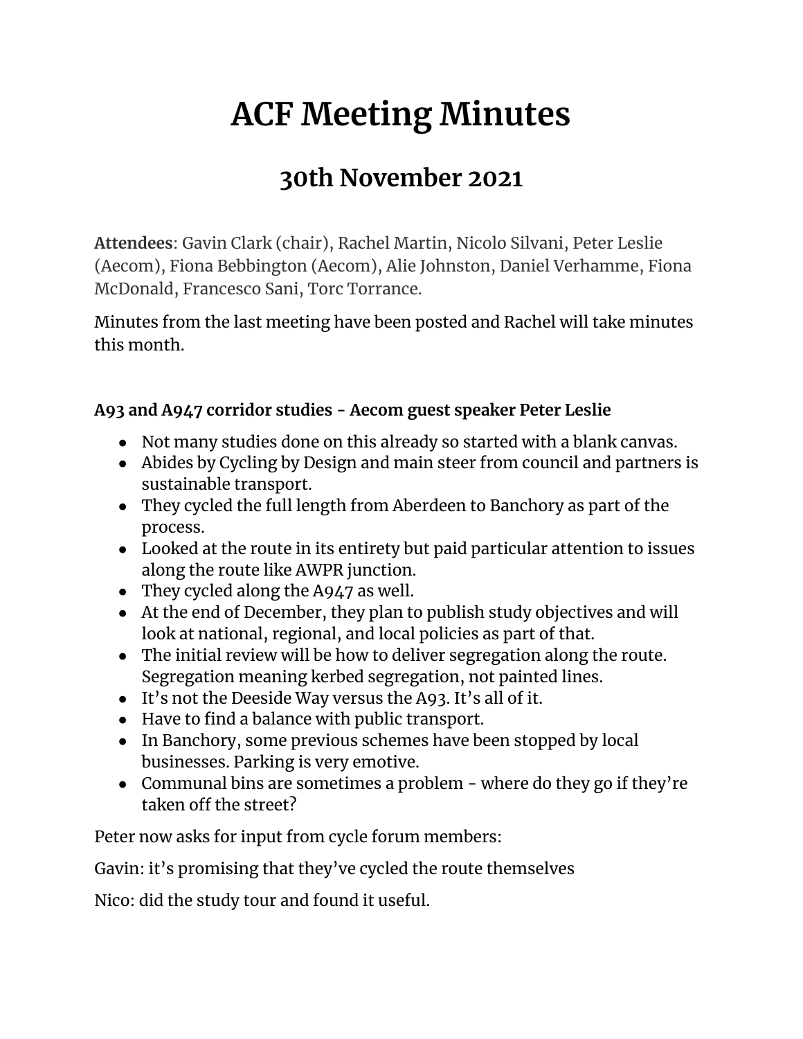# ACF Meeting Minutes

## 30th November 2021

**Attendees**: Gavin Clark (chair), Rachel Martin, Nicolo Silvani, Peter Leslie (Aecom), Fiona Bebbington (Aecom), Alie Johnston, Daniel Verhamme, Fiona McDonald, Francesco Sani, Torc Torrance.

Minutes from the last meeting have been posted and Rachel will take minutes this month.

**A93 and A947 corridor studies - Aecom guest speaker Peter Leslie**

- Not many studies done on this already so started with a blank canvas.
- Abides by Cycling by Design and main steer from council and partners is sustainable transport.
- They cycled the full length from Aberdeen to Banchory as part of the process.
- Looked at the route in its entirety but paid particular attention to issues along the route like AWPR junction.
- They cycled along the A947 as well.
- At the end of December, they plan to publish study objectives and will look at national, regional, and local policies as part of that.
- The initial review will be how to deliver segregation along the route. Segregation meaning kerbed segregation, not painted lines.
- It's not the Deeside Way versus the A93. It's all of it.
- Have to find a balance with public transport.
- In Banchory, some previous schemes have been stopped by local businesses. Parking is very emotive.
- Communal bins are sometimes a problem - where do they go if they're taken off the street?

Peter now asks for input from cycle forum members:

Gavin: it's promising that they've cycled the route themselves

Nico: did the study tour and found it useful.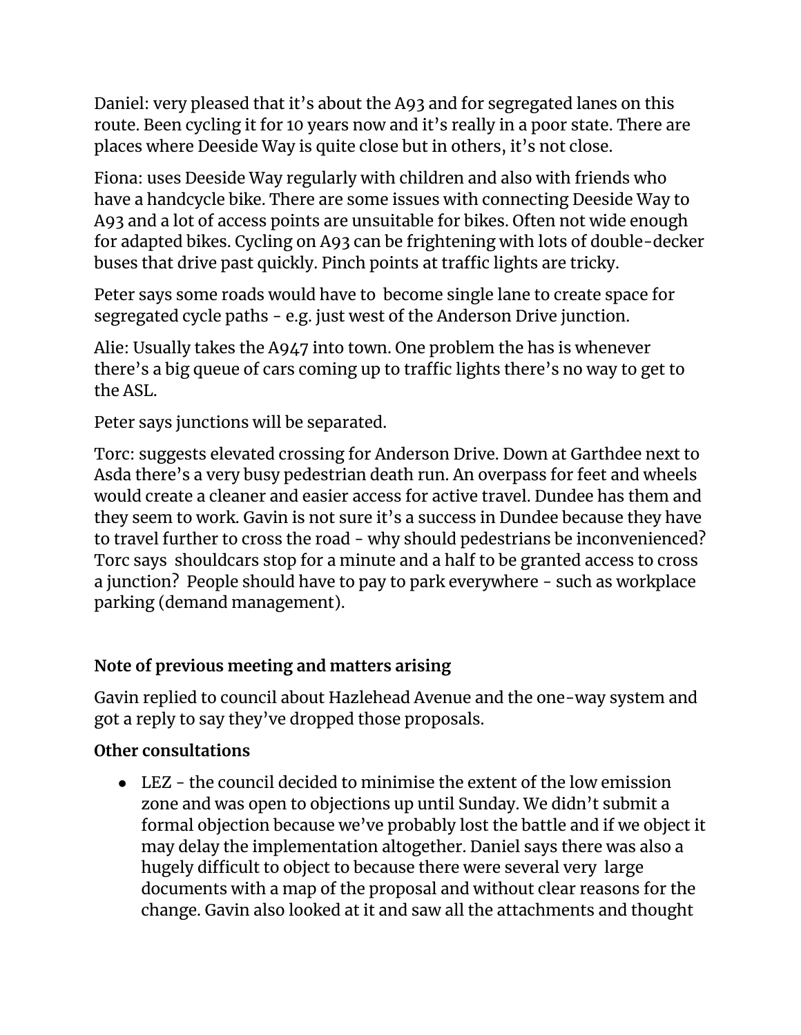Daniel: very pleased that it's about the A93 and for segregated lanes on this route. Been cycling it for 10 years now and it's really in a poor state. There are places where Deeside Way is quite close but in others, it's not close.

Fiona: uses Deeside Way regularly with children and also with friends who have a handcycle bike. There are some issues with connecting Deeside Way to A93 and a lot of access points are unsuitable for bikes. Often not wide enough for adapted bikes. Cycling on A93 can be frightening with lots of double-decker buses that drive past quickly. Pinch points at traffic lights are tricky.

Peter says some roads would have to  become single lane to create space for segregated cycle paths - e.g. just west of the Anderson Drive junction.

Alie: Usually takes the A947 into town. One problem the has is whenever there's a big queue of cars coming up to traffic lights there's no way to get to the ASL.

Peter says junctions will be separated.

Torc: suggests elevated crossing for Anderson Drive. Down at Garthdee next to Asda there's a very busy pedestrian death run. An overpass for feet and wheels would create a cleaner and easier access for active travel. Dundee has them and they seem to work. Gavin is not sure it's a success in Dundee because they have to travel further to cross the road - why should pedestrians be inconvenienced? Torc says  shouldcars stop for a minute and a half to be granted access to cross a junction?  People should have to pay to park everywhere - such as workplace parking (demand management).

**Note of previous meeting and matters arising**

Gavin replied to council about Hazlehead Avenue and the one-way system and got a reply to say they've dropped those proposals.

**Other consultations**

- LEZ - the council decided to minimise the extent of the low emission zone and was open to objections up until Sunday. We didn't submit a formal objection because we've probably lost the battle and if we object it may delay the implementation altogether. Daniel says there was also a hugely difficult to object to because there were several very  large documents with a map of the proposal and without clear reasons for the change. Gavin also looked at it and saw all the attachments and thought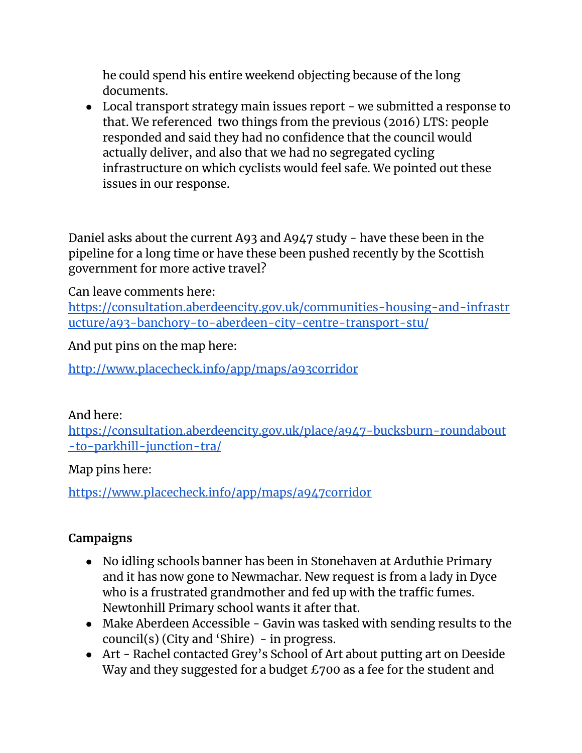he could spend his entire weekend objecting because of the long documents.

- Local transport strategy main issues report - we submitted a response to that. We referenced two things from the previous (2016) LTS: people responded and said they had no confidence that the council would actually deliver, and also that we had no segregated cycling infrastructure on which cyclists would feel safe. We pointed out these issues in our response.

Daniel asks about the current A93 and A947 study - have these been in the pipeline for a long time or have these been pushed recently by the Scottish government for more active travel?

Can leave comments here: [https://consultation.aberdeencity.gov.uk/communities-housing-and-infrastructure/a93-banchory-to-aberdeen-city-centre-transport-stu/](https://consultation.aberdeencity.gov.uk/communities-housing-and-infrastructure/a93-banchory-to-aberdeen-city-centre-transport-stu/)

And put pins on the map here:

[http://www.placecheck.info/app/maps/a93corridor](http://www.placecheck.info/app/maps/a93corridor)

And here: [https://consultation.aberdeencity.gov.uk/place/a947-bucksburn-roundabout-to-parkhill-junction-tra/](https://consultation.aberdeencity.gov.uk/place/a947-bucksburn-roundabout-to-parkhill-junction-tra/)

Map pins here:

[https://www.placecheck.info/app/maps/a947corridor](https://www.placecheck.info/app/maps/a947corridor)

**Campaigns**

- No idling schools banner has been in Stonehaven at Arduthie Primary and it has now gone to Newmachar. New request is from a lady in Dyce who is a frustrated grandmother and fed up with the traffic fumes. Newtonhill Primary school wants it after that.
- Make Aberdeen Accessible - Gavin was tasked with sending results to the council(s) (City and 'Shire) - in progress.
- Art - Rachel contacted Grey's School of Art about putting art on Deeside Way and they suggested for a budget £700 as a fee for the student and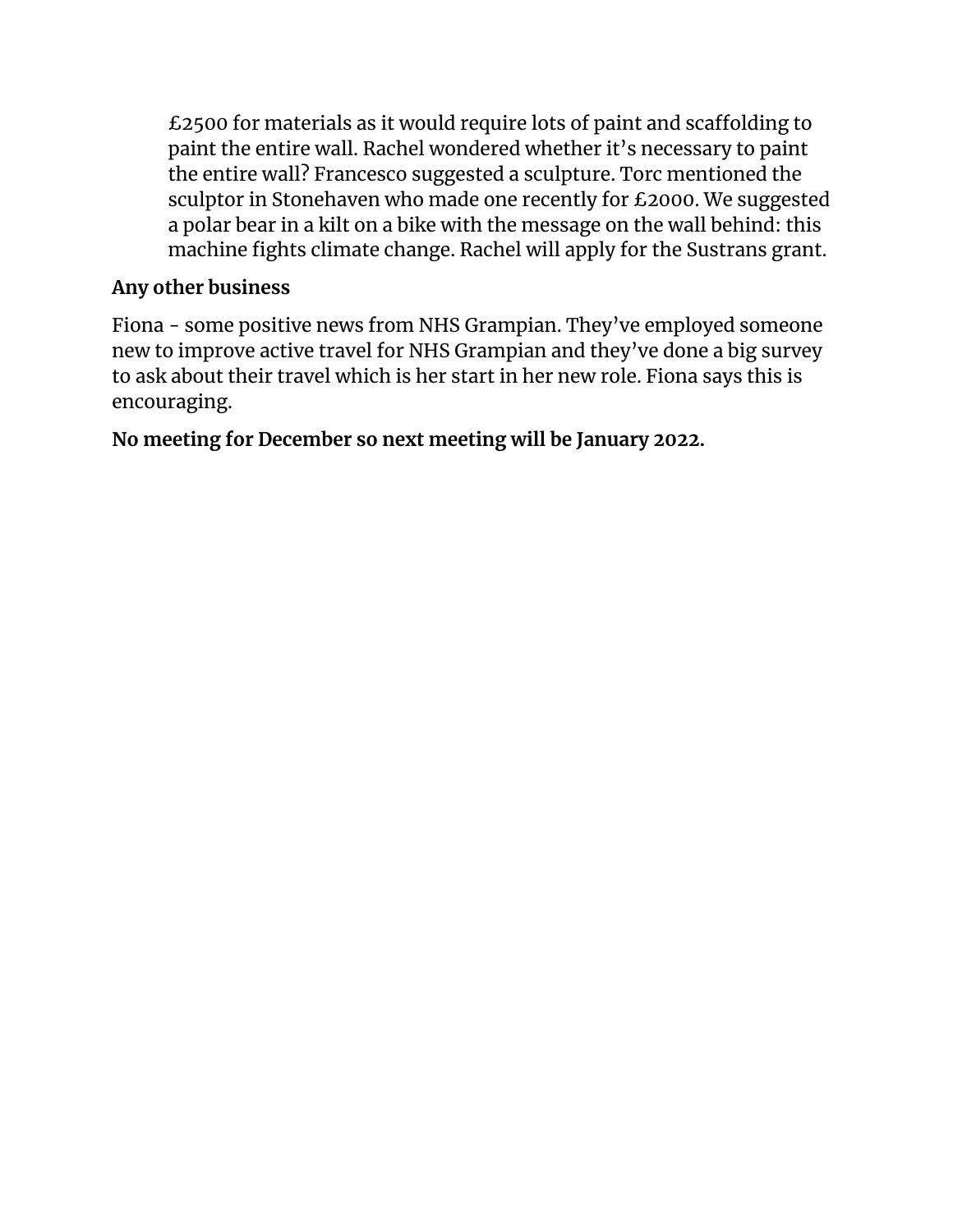£2500 for materials as it would require lots of paint and scaffolding to paint the entire wall. Rachel wondered whether it's necessary to paint the entire wall? Francesco suggested a sculpture. Torc mentioned the sculptor in Stonehaven who made one recently for £2000. We suggested a polar bear in a kilt on a bike with the message on the wall behind: this machine fights climate change. Rachel will apply for the Sustrans grant.

**Any other business**

Fiona - some positive news from NHS Grampian. They've employed someone new to improve active travel for NHS Grampian and they've done a big survey to ask about their travel which is her start in her new role. Fiona says this is encouraging.

**No meeting for December so next meeting will be January 2022.**